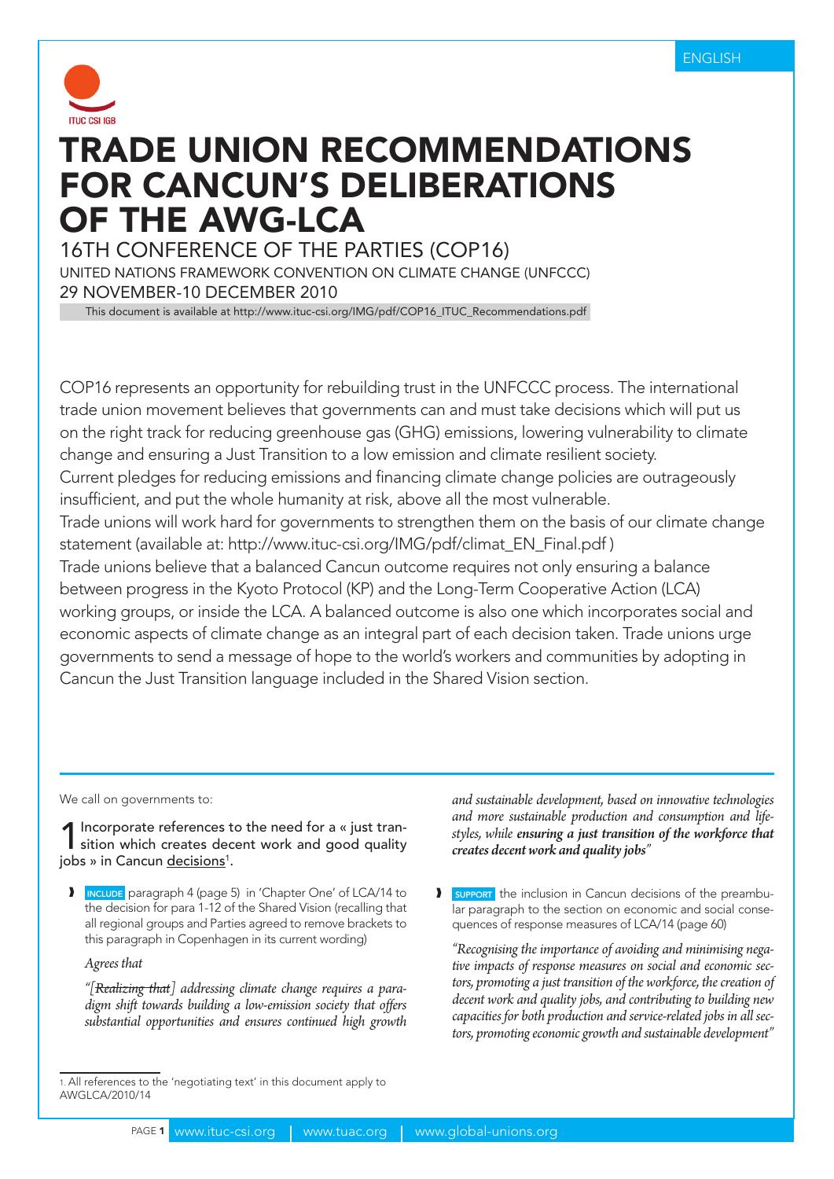ENGLISH

ITUC CSI IGB

# TRADE UNION RECOMMENDATIONS FOR CANCUN'S DELIBERATIONS OF THE AWG-LCA

16TH CONFERENCE OF THE PARTIES (COP16)

UNITED NATIONS FRAMEWORK CONVENTION ON CLIMATE CHANGE (UNFCCC)

29 NOVEMBER-10 DECEMBER 2010

This document is available at http://www.ituc-csi.org/IMG/pdf/COP16_ITUC_Recommendations.pdf

COP16 represents an opportunity for rebuilding trust in the UNFCCC process. The international trade union movement believes that governments can and must take decisions which will put us on the right track for reducing greenhouse gas (GHG) emissions, lowering vulnerability to climate change and ensuring a Just Transition to a low emission and climate resilient society.
Current pledges for reducing emissions and financing climate change policies are outrageously insufficient, and put the whole humanity at risk, above all the most vulnerable.
Trade unions will work hard for governments to strengthen them on the basis of our climate change statement (available at: http://www.ituc-csi.org/IMG/pdf/climat_EN_Final.pdf )
Trade unions believe that a balanced Cancun outcome requires not only ensuring a balance between progress in the Kyoto Protocol (KP) and the Long-Term Cooperative Action (LCA) working groups, or inside the LCA. A balanced outcome is also one which incorporates social and economic aspects of climate change as an integral part of each decision taken. Trade unions urge governments to send a message of hope to the world's workers and communities by adopting in Cancun the Just Transition language included in the Shared Vision section.

We call on governments to:

1 Incorporate references to the need for a « just transition which creates decent work and good quality jobs » in Cancun decisions[1].

- **INCLUDE** paragraph 4 (page 5) in 'Chapter One' of LCA/14 to the decision for para 1-12 of the Shared Vision (recalling that all regional groups and Parties agreed to remove brackets to this paragraph in Copenhagen in its current wording)

  *Agrees that*

  *"[~~Realizing that~~] addressing climate change requires a paradigm shift towards building a low-emission society that offers substantial opportunities and ensures continued high growth and sustainable development, based on innovative technologies and more sustainable production and consumption and lifestyles, while* ***ensuring a just transition of the workforce that creates decent work and quality jobs****"*

- **SUPPORT** the inclusion in Cancun decisions of the preambular paragraph to the section on economic and social consequences of response measures of LCA/14 (page 60)

  *"Recognising the importance of avoiding and minimising negative impacts of response measures on social and economic sectors, promoting a just transition of the workforce, the creation of decent work and quality jobs, and contributing to building new capacities for both production and service-related jobs in all sectors, promoting economic growth and sustainable development"*

[1] All references to the 'negotiating text' in this document apply to AWGLCA/2010/14

www.ituc-csi.org | www.tuac.org | www.global-unions.org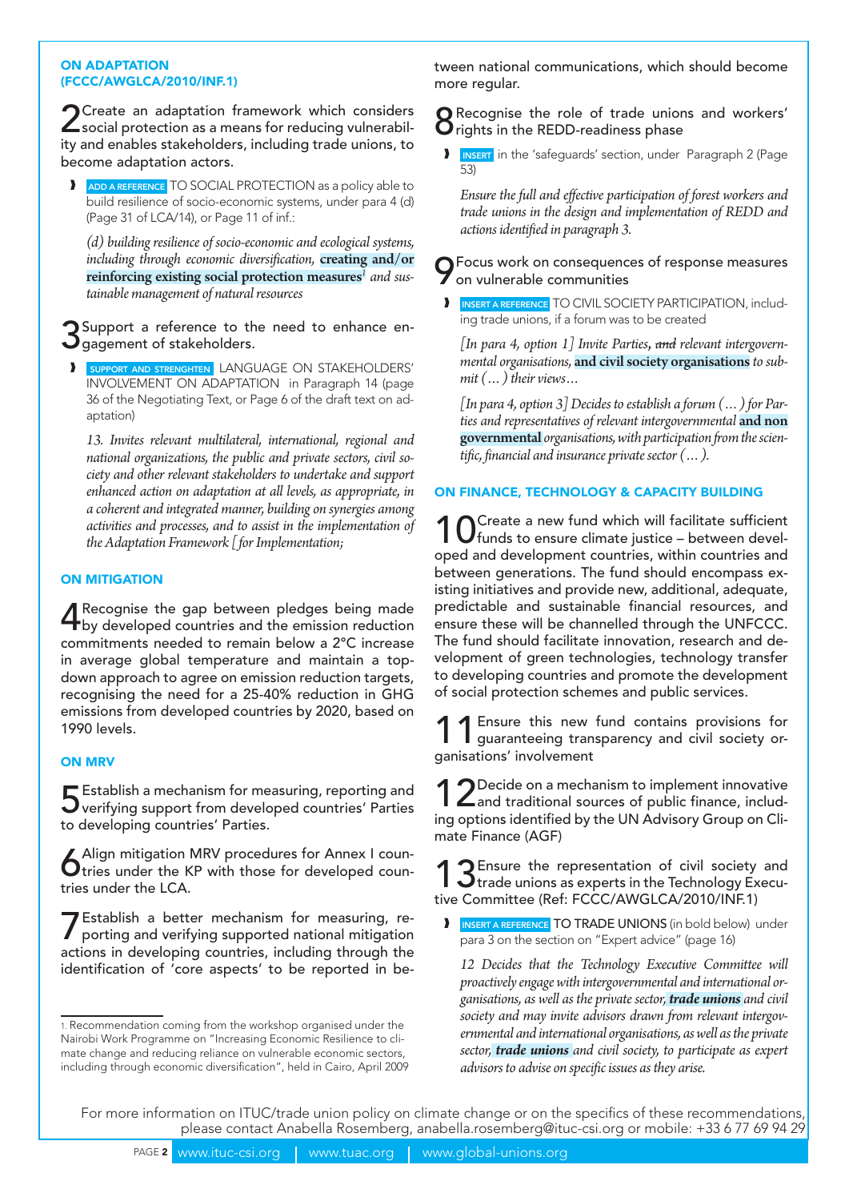## ON ADAPTATION (FCCC/AWGLCA/2010/INF.1)

**2** Create an adaptation framework which considers social protection as a means for reducing vulnerability and enables stakeholders, including trade unions, to become adaptation actors.

- **ADD A REFERENCE** TO SOCIAL PROTECTION as a policy able to build resilience of socio-economic systems, under para 4 (d) (Page 31 of LCA/14), or Page 11 of inf.:

  *(d) building resilience of socio-economic and ecological systems, including through economic diversification,* ***creating and/or reinforcing existing social protection measures***[1] *and sustainable management of natural resources*

**3** Support a reference to the need to enhance engagement of stakeholders.

- **SUPPORT AND STRENGHTEN** LANGUAGE ON STAKEHOLDERS' INVOLVEMENT ON ADAPTATION in Paragraph 14 (page 36 of the Negotiating Text, or Page 6 of the draft text on adaptation)

  *13. Invites relevant multilateral, international, regional and national organizations, the public and private sectors, civil society and other relevant stakeholders to undertake and support enhanced action on adaptation at all levels, as appropriate, in a coherent and integrated manner, building on synergies among activities and processes, and to assist in the implementation of the Adaptation Framework [for Implementation;*

## ON MITIGATION

**4** Recognise the gap between pledges being made by developed countries and the emission reduction commitments needed to remain below a 2°C increase in average global temperature and maintain a top-down approach to agree on emission reduction targets, recognising the need for a 25-40% reduction in GHG emissions from developed countries by 2020, based on 1990 levels.

## ON MRV

**5** Establish a mechanism for measuring, reporting and verifying support from developed countries' Parties to developing countries' Parties.

**6** Align mitigation MRV procedures for Annex I countries under the KP with those for developed countries under the LCA.

**7** Establish a better mechanism for measuring, reporting and verifying supported national mitigation actions in developing countries, including through the identification of 'core aspects' to be reported in between national communications, which should become more regular.

**8** Recognise the role of trade unions and workers' rights in the REDD-readiness phase

- **INSERT** in the 'safeguards' section, under Paragraph 2 (Page 53)

  *Ensure the full and effective participation of forest workers and trade unions in the design and implementation of REDD and actions identified in paragraph 3.*

**9** Focus work on consequences of response measures on vulnerable communities

- **INSERT A REFERENCE** TO CIVIL SOCIETY PARTICIPATION, including trade unions, if a forum was to be created

  *[In para 4, option 1] Invite Parties, ~~and~~ relevant intergovernmental* ***and civil society organisations*** *to submit (…) their views…*

  *[In para 4, option 3] Decides to establish a forum (…) for Parties and representatives of relevant intergovernmental* ***and non governmental*** *organisations, with participation from the scientific, financial and insurance private sector (…).*

## ON FINANCE, TECHNOLOGY & CAPACITY BUILDING

**10** Create a new fund which will facilitate sufficient funds to ensure climate justice – between developed and development countries, within countries and between generations. The fund should encompass existing initiatives and provide new, additional, adequate, predictable and sustainable financial resources, and ensure these will be channelled through the UNFCCC. The fund should facilitate innovation, research and development of green technologies, technology transfer to developing countries and promote the development of social protection schemes and public services.

**11** Ensure this new fund contains provisions for guaranteeing transparency and civil society organisations' involvement

**12** Decide on a mechanism to implement innovative and traditional sources of public finance, including options identified by the UN Advisory Group on Climate Finance (AGF)

**13** Ensure the representation of civil society and trade unions as experts in the Technology Executive Committee (Ref: FCCC/AWGLCA/2010/INF.1)

- **INSERT A REFERENCE** TO TRADE UNIONS (in bold below) under para 3 on the section on "Expert advice" (page 16)

  *12 Decides that the Technology Executive Committee will proactively engage with intergovernmental and international organisations, as well as the private sector,* ***trade unions*** *and civil society and may invite advisors drawn from relevant intergovernmental and international organisations, as well as the private sector,* ***trade unions*** *and civil society, to participate as expert advisors to advise on specific issues as they arise.*

---

1. Recommendation coming from the workshop organised under the Nairobi Work Programme on "Increasing Economic Resilience to climate change and reducing reliance on vulnerable economic sectors, including through economic diversification", held in Cairo, April 2009

For more information on ITUC/trade union policy on climate change or on the specifics of these recommendations, please contact Anabella Rosemberg, anabella.rosemberg@ituc-csi.org or mobile: +33 6 77 69 94 29

www.ituc-csi.org | www.tuac.org | www.global-unions.org